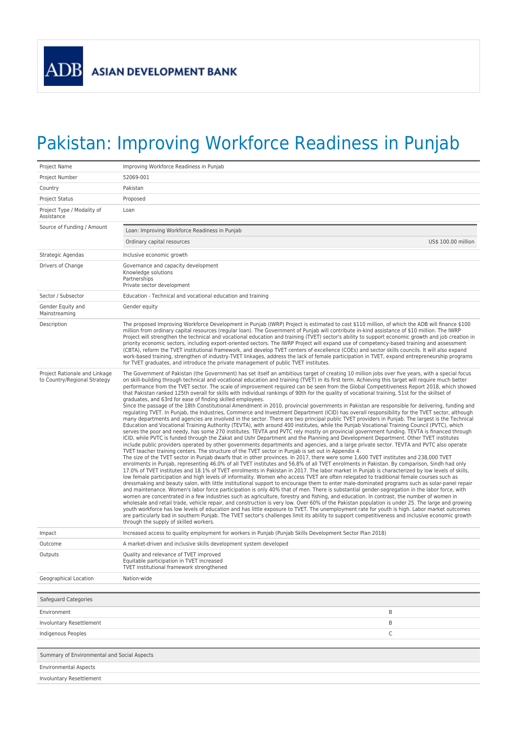ASIAN DEVELOPMENT BANK

# Pakistan: Improving Workforce Readiness in Punjab

| | |
|---|---|
| Project Name | Improving Workforce Readiness in Punjab |
| Project Number | 52069-001 |
| Country | Pakistan |
| Project Status | Proposed |
| Project Type / Modality of Assistance | Loan |
| Source of Funding / Amount | Loan: Improving Workforce Readiness in Punjab<br>Ordinary capital resources — US$ 100.00 million |
| Strategic Agendas | Inclusive economic growth |
| Drivers of Change | Governance and capacity development<br>Knowledge solutions<br>Partnerships<br>Private sector development |
| Sector / Subsector | Education - Technical and vocational education and training |
| Gender Equity and Mainstreaming | Gender equity |
| Description | The proposed Improving Workforce Development in Punjab (IWRP) Project is estimated to cost $110 million, of which the ADB will finance $100 million from ordinary capital resources (regular loan). The Government of Punjab will contribute in-kind assistance of $10 million. The IWRP Project will strengthen the technical and vocational education and training (TVET) sector's ability to support economic growth and job creation in priority economic sectors, including export-oriented sectors. The IWRP Project will expand use of competency-based training and assessment (CBTA), reform the TVET institutional framework, and develop TVET centers of excellence (COEs) and sector skills councils. It will also expand work-based training, strengthen of industry-TVET linkages, address the lack of female participation in TVET, expand entrepreneurship programs for TVET graduates, and introduce the private management of public TVET institutes. |
| Project Rationale and Linkage to Country/Regional Strategy | The Government of Pakistan (the Government) has set itself an ambitious target of creating 10 million jobs over five years, with a special focus on skill-building through technical and vocational education and training (TVET) in its first term. Achieving this target will require much better performance from the TVET sector. The scale of improvement required can be seen from the Global Competitiveness Report 2018, which showed that Pakistan ranked 125th overall for skills with individual rankings of 90th for the quality of vocational training, 51st for the skillset of graduates, and 63rd for ease of finding skilled employees.<br>Since the passage of the 18th Constitutional Amendment in 2010, provincial governments in Pakistan are responsible for delivering, funding and regulating TVET. In Punjab, the Industries, Commerce and Investment Department (ICID) has overall responsibility for the TVET sector, although many departments and agencies are involved in the sector. There are two principal public TVET providers in Punjab. The largest is the Technical Education and Vocational Training Authority (TEVTA), with around 400 institutes, while the Punjab Vocational Training Council (PVTC), which serves the poor and needy, has some 270 institutes. TEVTA and PVTC rely mostly on provincial government funding. TEVTA is financed through ICID, while PVTC is funded through the Zakat and Ushr Department and the Planning and Development Department. Other TVET institutes include public providers operated by other governments departments and agencies, and a large private sector. TEVTA and PVTC also operate TVET teacher training centers. The structure of the TVET sector in Punjab is set out in Appendix 4.<br>The size of the TVET sector in Punjab dwarfs that in other provinces. In 2017, there were some 1,600 TVET institutes and 238,000 TVET enrolments in Punjab, representing 46.0% of all TVET institutes and 56.8% of all TVET enrolments in Pakistan. By comparison, Sindh had only 17.0% of TVET institutes and 18.1% of TVET enrolments in Pakistan in 2017. The labor market in Punjab is characterized by low levels of skills, low female participation and high levels of informality. Women who access TVET are often relegated to traditional female courses such as dressmaking and beauty salon, with little institutional support to encourage them to enter male-dominated programs such as solar-panel repair and maintenance. Women's labor force participation is only 40% that of men. There is substantial gender-segregation in the labor force, with women are concentrated in a few industries such as agriculture, forestry and fishing, and education. In contrast, the number of women in wholesale and retail trade, vehicle repair, and construction is very low. Over 60% of the Pakistan population is under 25. The large and growing youth workforce has low levels of education and has little exposure to TVET. The unemployment rate for youth is high. Labor market outcomes are particularly bad in southern Punjab. The TVET sector's challenges limit its ability to support competitiveness and inclusive economic growth through the supply of skilled workers. |
| Impact | Increased access to quality employment for workers in Punjab (Punjab Skills Development Sector Plan 2018) |
| Outcome | A market-driven and inclusive skills development system developed |
| Outputs | Quality and relevance of TVET improved<br>Equitable participation in TVET increased<br>TVET institutional framework strengthened |
| Geographical Location | Nation-wide |

| Safeguard Categories | |
|---|---|
| Environment | B |
| Involuntary Resettlement | B |
| Indigenous Peoples | C |

| Summary of Environmental and Social Aspects |
|---|
| Environmental Aspects |
| Involuntary Resettlement |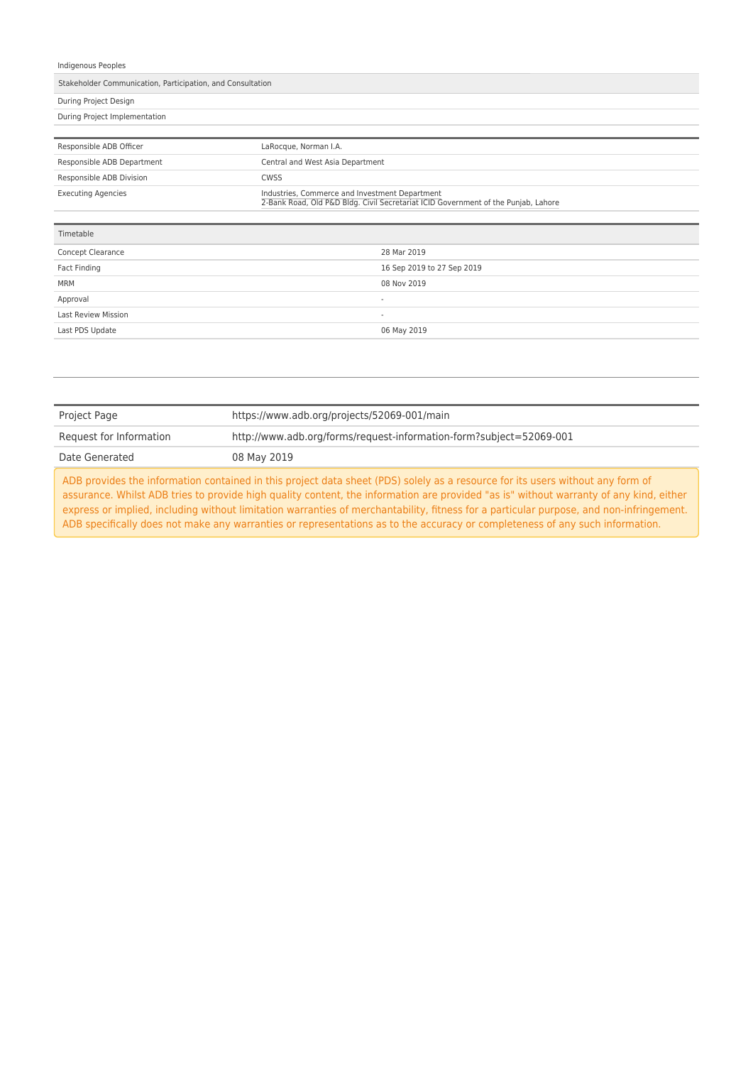| | |
|---|---|
| Indigenous Peoples | |
| Stakeholder Communication, Participation, and Consultation | |
| During Project Design | |
| During Project Implementation | |

| | |
|---|---|
| Responsible ADB Officer | LaRocque, Norman I.A. |
| Responsible ADB Department | Central and West Asia Department |
| Responsible ADB Division | CWSS |
| Executing Agencies | Industries, Commerce and Investment Department<br>2-Bank Road, Old P&D Bldg. Civil Secretariat ICID Government of the Punjab, Lahore |

| Timetable | |
|---|---|
| Concept Clearance | 28 Mar 2019 |
| Fact Finding | 16 Sep 2019 to 27 Sep 2019 |
| MRM | 08 Nov 2019 |
| Approval | - |
| Last Review Mission | - |
| Last PDS Update | 06 May 2019 |

| | |
|---|---|
| Project Page | https://www.adb.org/projects/52069-001/main |
| Request for Information | http://www.adb.org/forms/request-information-form?subject=52069-001 |
| Date Generated | 08 May 2019 |

ADB provides the information contained in this project data sheet (PDS) solely as a resource for its users without any form of assurance. Whilst ADB tries to provide high quality content, the information are provided "as is" without warranty of any kind, either express or implied, including without limitation warranties of merchantability, fitness for a particular purpose, and non-infringement. ADB specifically does not make any warranties or representations as to the accuracy or completeness of any such information.